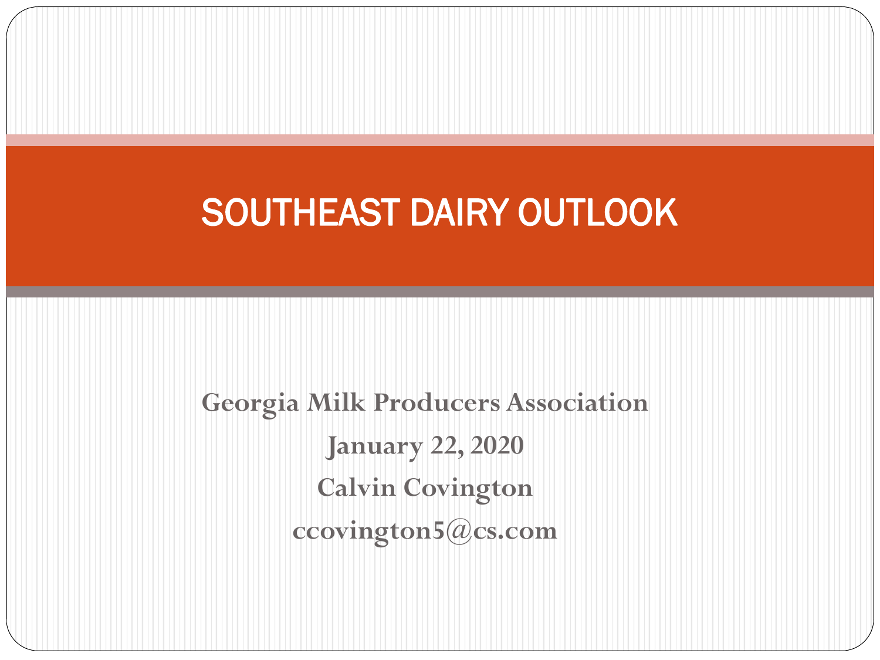# SOUTHEAST DAIRY OUTLOOK

**Georgia Milk Producers Association**

**January 22, 2020**

**Calvin Covington**

**ccovington5@cs.com**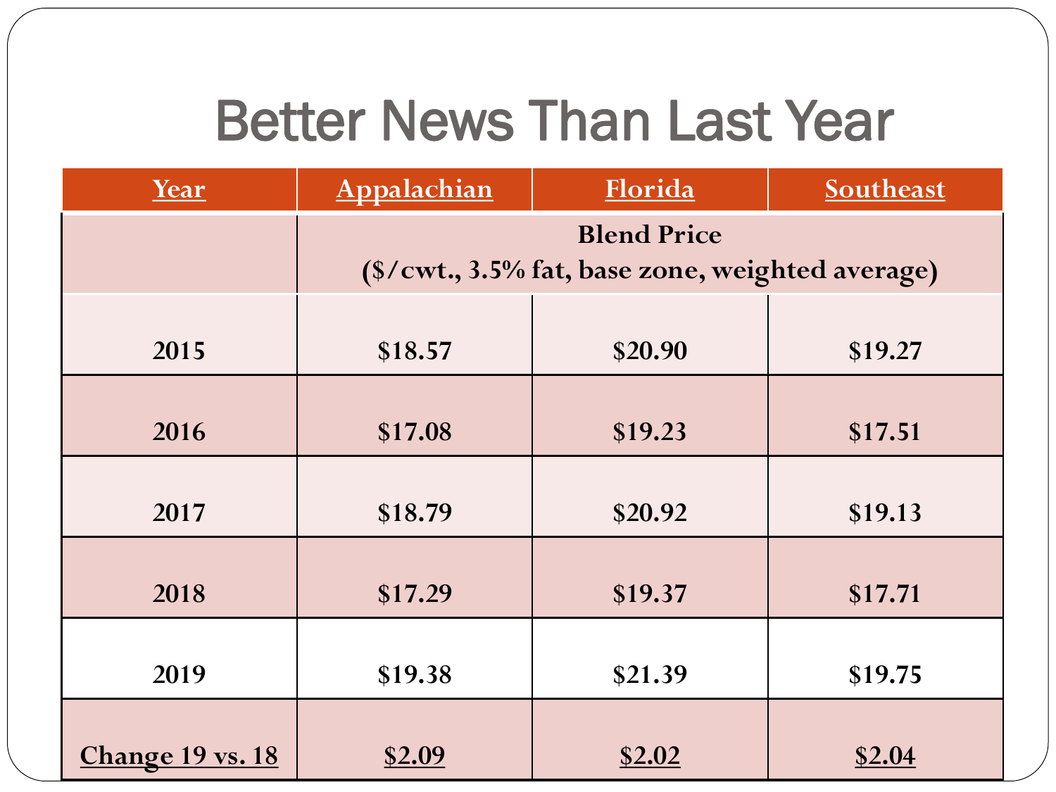# Better News Than Last Year

| Year | Appalachian | Florida | Southeast |
|---|---|---|---|
| | **Blend Price (\$/cwt., 3.5% fat, base zone, weighted average)** | | |
| **2015** | **\$18.57** | **\$20.90** | **\$19.27** |
| **2016** | **\$17.08** | **\$19.23** | **\$17.51** |
| **2017** | **\$18.79** | **\$20.92** | **\$19.13** |
| **2018** | **\$17.29** | **\$19.37** | **\$17.71** |
| **2019** | **\$19.38** | **\$21.39** | **\$19.75** |
| **Change 19 vs. 18** | **\$2.09** | **\$2.02** | **\$2.04** |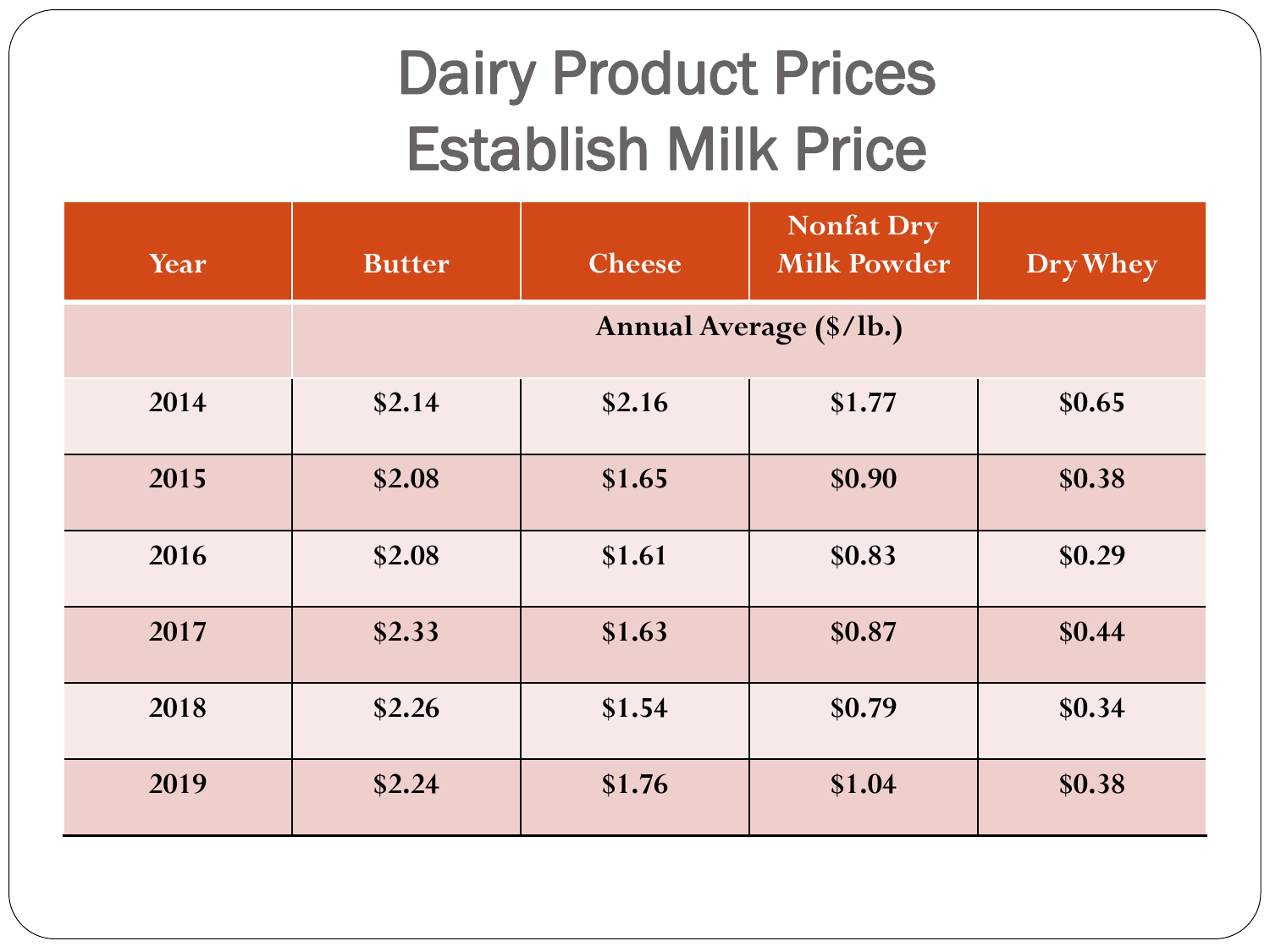# Dairy Product Prices Establish Milk Price

| Year | Butter | Cheese | Nonfat Dry Milk Powder | Dry Whey |
|---|---|---|---|---|
| | Annual Average ($/lb.) | | | |
| 2014 | $2.14 | $2.16 | $1.77 | $0.65 |
| 2015 | $2.08 | $1.65 | $0.90 | $0.38 |
| 2016 | $2.08 | $1.61 | $0.83 | $0.29 |
| 2017 | $2.33 | $1.63 | $0.87 | $0.44 |
| 2018 | $2.26 | $1.54 | $0.79 | $0.34 |
| 2019 | $2.24 | $1.76 | $1.04 | $0.38 |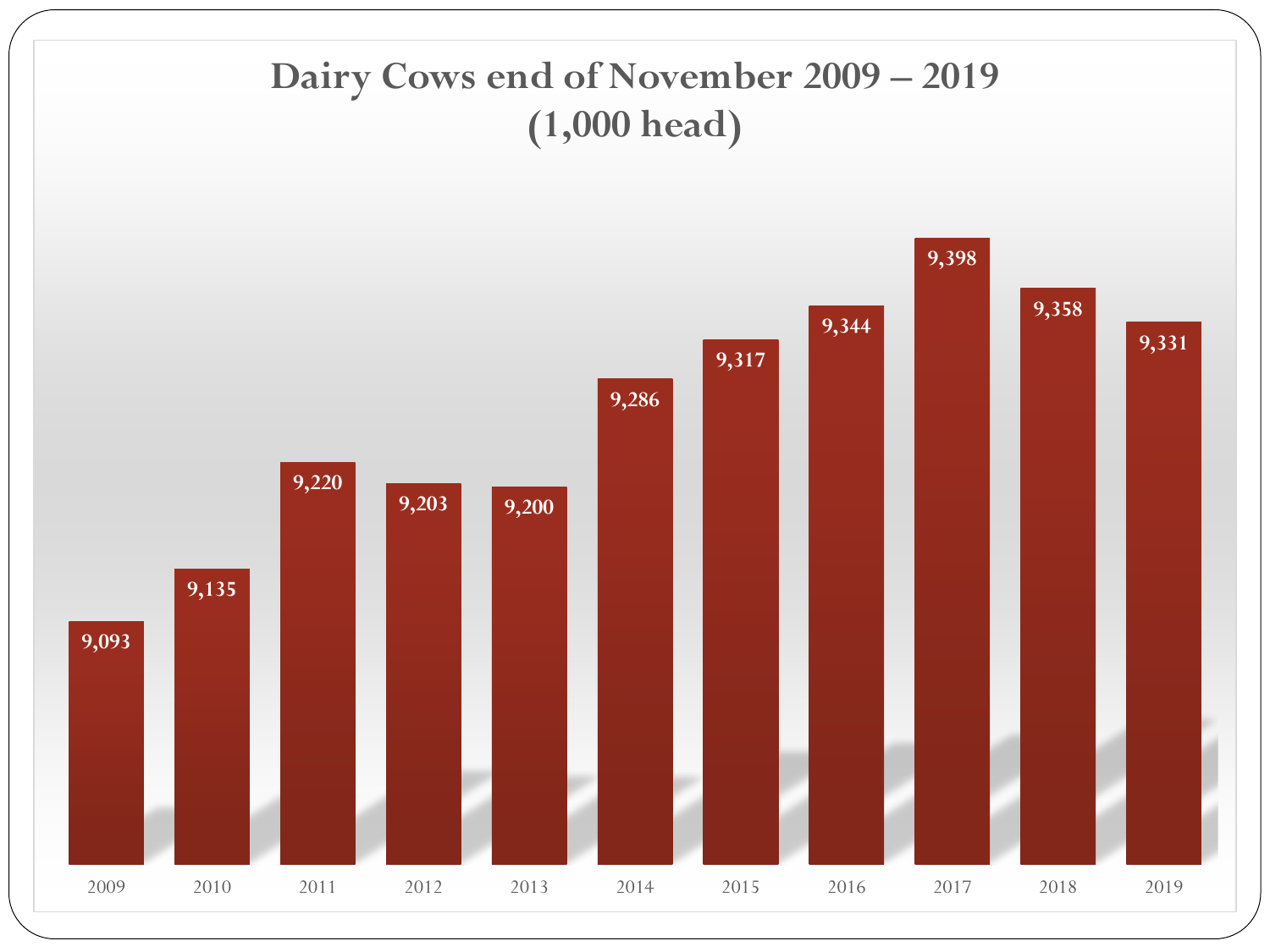# Dairy Cows end of November 2009 – 2019 (1,000 head)

| Year | 2009 | 2010 | 2011 | 2012 | 2013 | 2014 | 2015 | 2016 | 2017 | 2018 | 2019 |
|---|---|---|---|---|---|---|---|---|---|---|---|
| Dairy Cows (1,000 head) | 9,093 | 9,135 | 9,220 | 9,203 | 9,200 | 9,286 | 9,317 | 9,344 | 9,398 | 9,358 | 9,331 |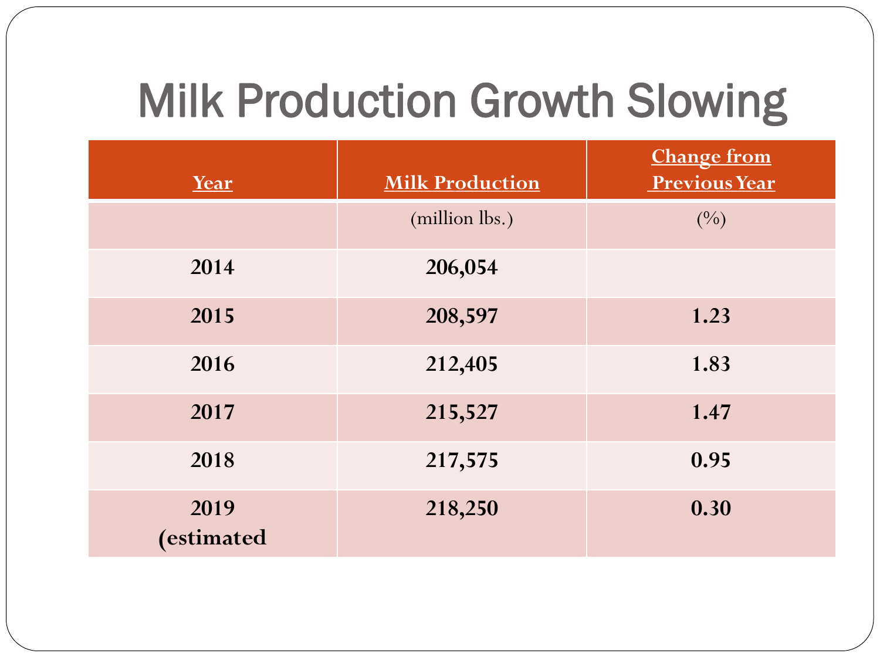# Milk Production Growth Slowing

| Year | Milk Production | Change from Previous Year |
|---|---|---|
| | (million lbs.) | (%) |
| **2014** | **206,054** | |
| **2015** | **208,597** | **1.23** |
| **2016** | **212,405** | **1.83** |
| **2017** | **215,527** | **1.47** |
| **2018** | **217,575** | **0.95** |
| **2019 (estimated** | **218,250** | **0.30** |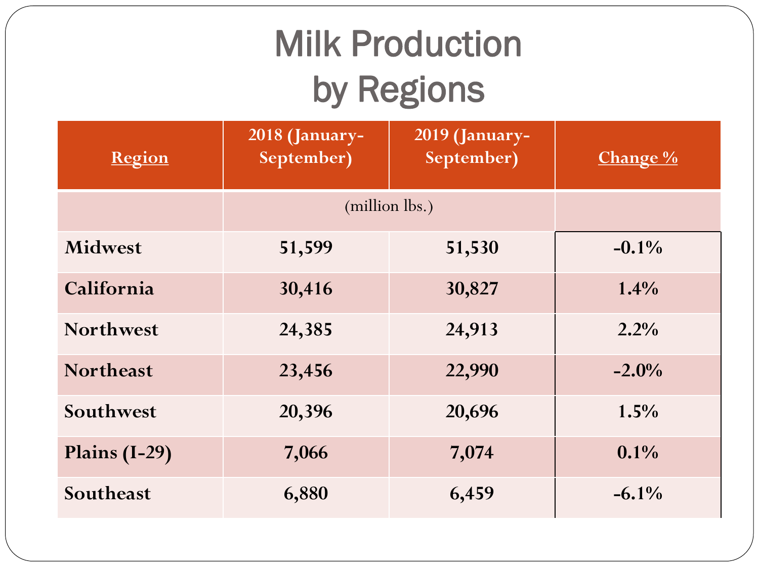# Milk Production by Regions

| Region | 2018 (January-September) | 2019 (January-September) | Change % |
|---|---|---|---|
| | (million lbs.) | | |
| **Midwest** | **51,599** | **51,530** | **-0.1%** |
| **California** | **30,416** | **30,827** | **1.4%** |
| **Northwest** | **24,385** | **24,913** | **2.2%** |
| **Northeast** | **23,456** | **22,990** | **-2.0%** |
| **Southwest** | **20,396** | **20,696** | **1.5%** |
| **Plains (I-29)** | **7,066** | **7,074** | **0.1%** |
| **Southeast** | **6,880** | **6,459** | **-6.1%** |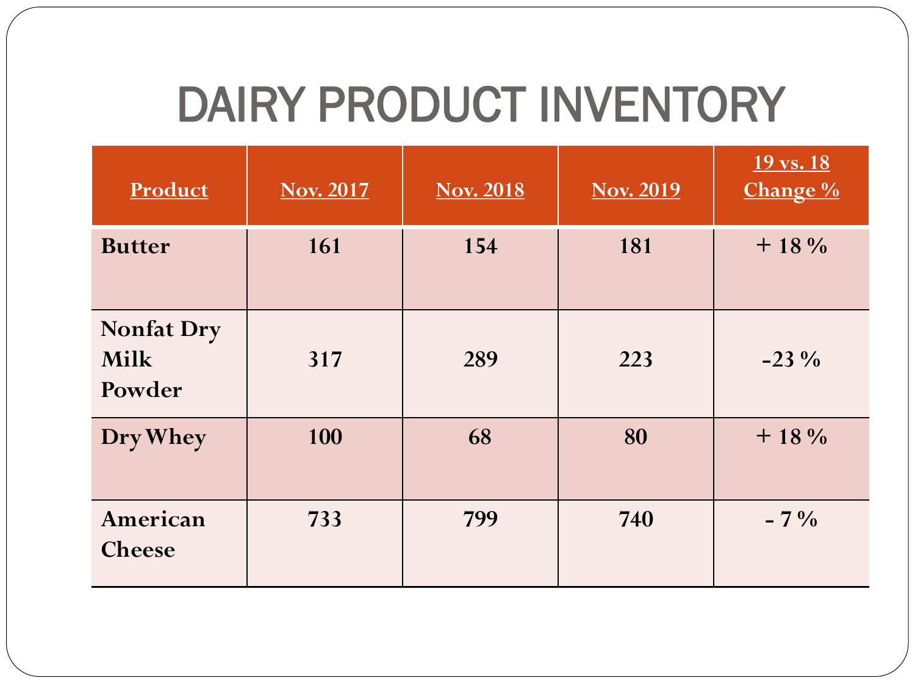# DAIRY PRODUCT INVENTORY

| Product | Nov. 2017 | Nov. 2018 | Nov. 2019 | 19 vs. 18 Change % |
|---|---|---|---|---|
| **Butter** | **161** | **154** | **181** | **+ 18 %** |
| **Nonfat Dry Milk Powder** | **317** | **289** | **223** | **-23 %** |
| **Dry Whey** | **100** | **68** | **80** | **+ 18 %** |
| **American Cheese** | **733** | **799** | **740** | **- 7 %** |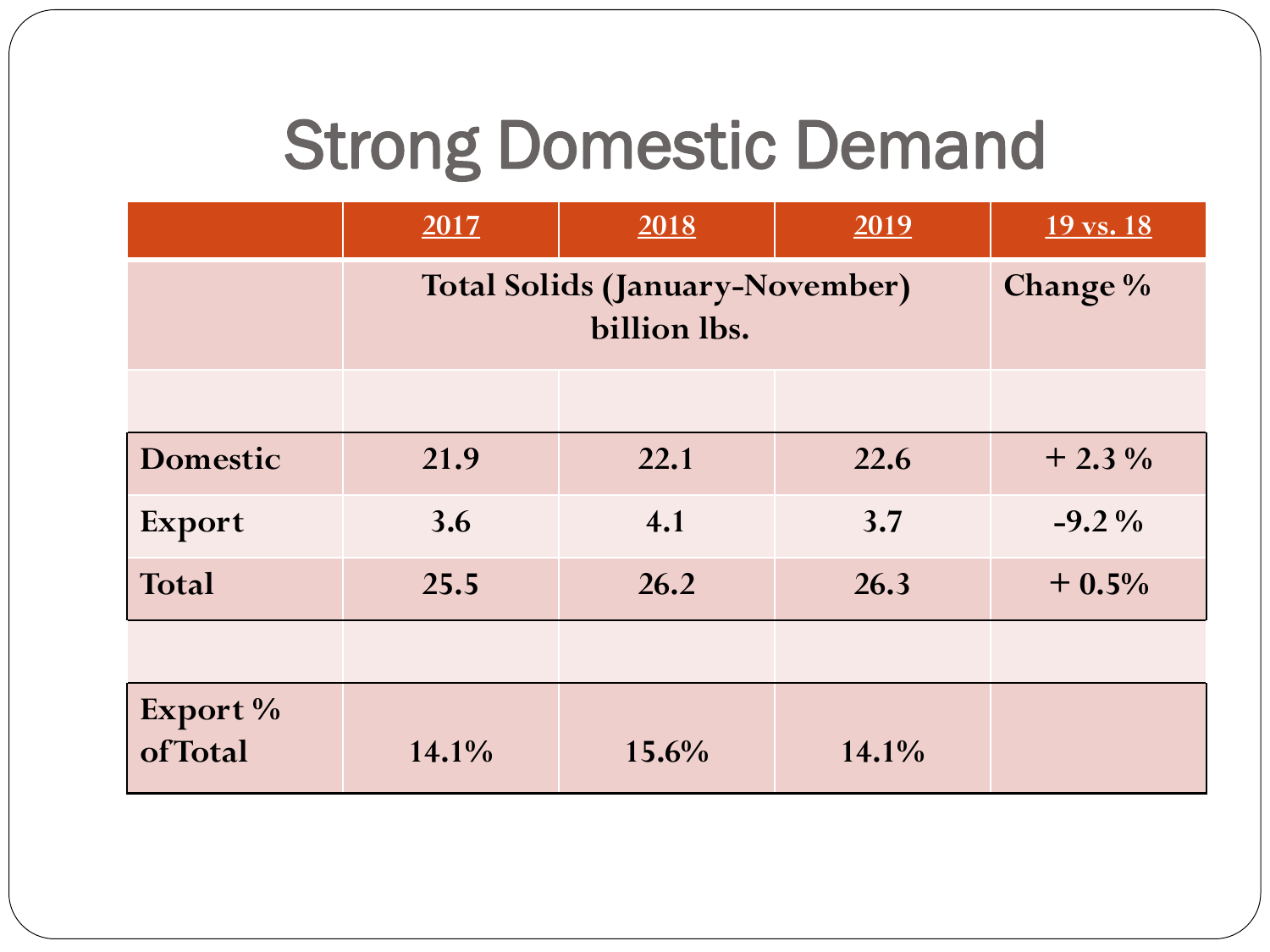# Strong Domestic Demand

| | 2017 | 2018 | 2019 | 19 vs. 18 |
|---|---|---|---|---|
| | Total Solids (January-November) billion lbs. | | | Change % |
| | | | | |
| Domestic | 21.9 | 22.1 | 22.6 | + 2.3 % |
| Export | 3.6 | 4.1 | 3.7 | -9.2 % |
| Total | 25.5 | 26.2 | 26.3 | + 0.5% |
| | | | | |
| Export % of Total | 14.1% | 15.6% | 14.1% | |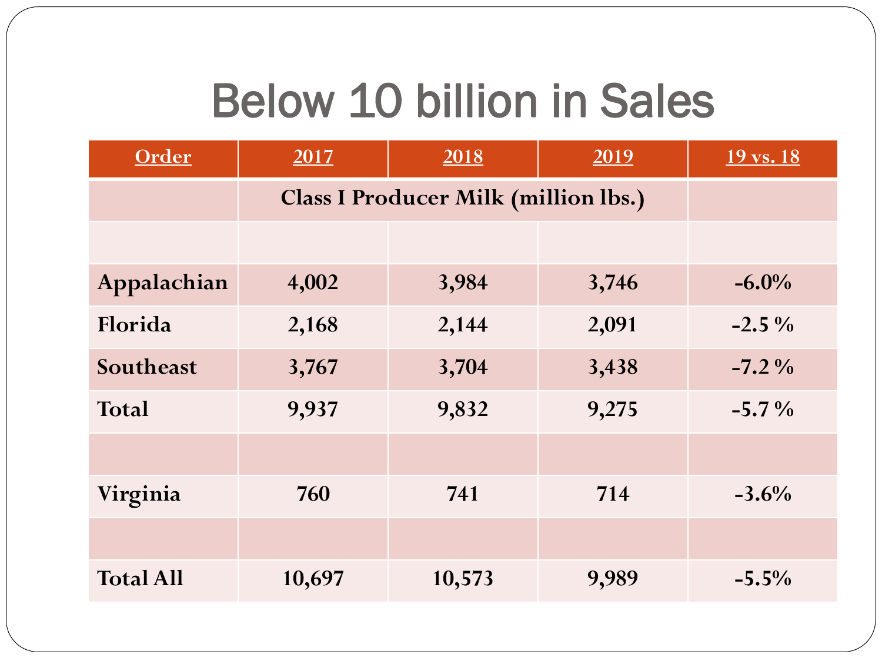# Below 10 billion in Sales

| Order | 2017 | 2018 | 2019 | 19 vs. 18 |
|---|---|---|---|---|
| | Class I Producer Milk (million lbs.) | | | |
| | | | | |
| Appalachian | 4,002 | 3,984 | 3,746 | -6.0% |
| Florida | 2,168 | 2,144 | 2,091 | -2.5 % |
| Southeast | 3,767 | 3,704 | 3,438 | -7.2 % |
| Total | 9,937 | 9,832 | 9,275 | -5.7 % |
| | | | | |
| Virginia | 760 | 741 | 714 | -3.6% |
| | | | | |
| Total All | 10,697 | 10,573 | 9,989 | -5.5% |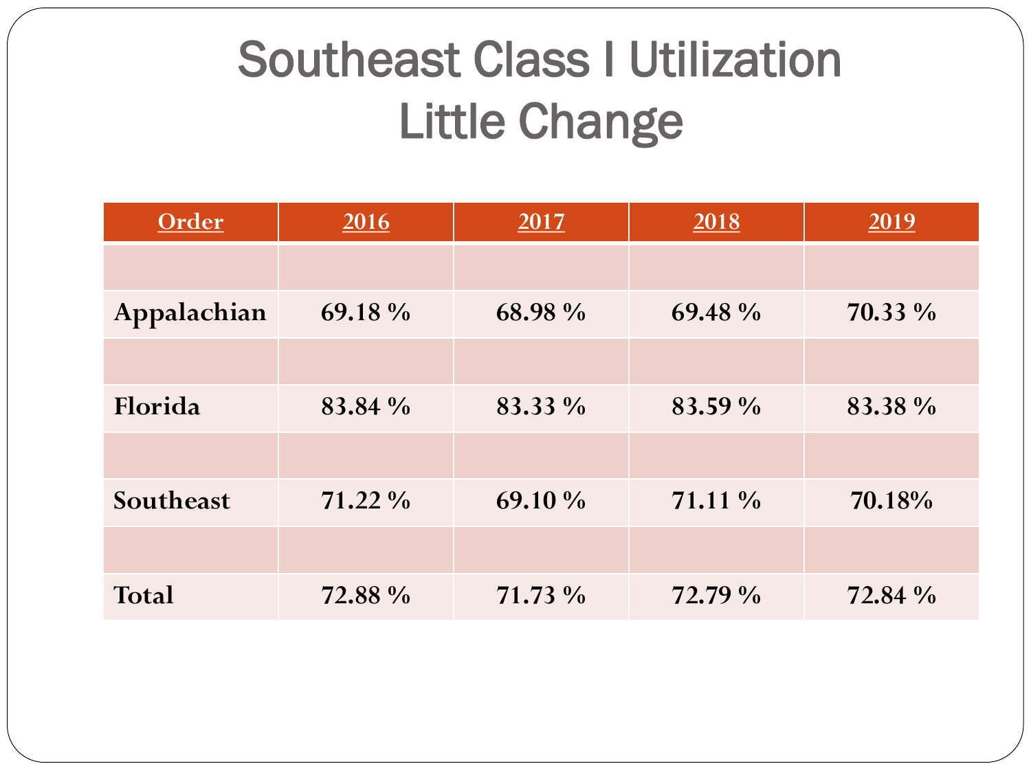# Southeast Class I Utilization Little Change

| Order | 2016 | 2017 | 2018 | 2019 |
|---|---|---|---|---|
| | | | | |
| **Appalachian** | **69.18 %** | **68.98 %** | **69.48 %** | **70.33 %** |
| | | | | |
| **Florida** | **83.84 %** | **83.33 %** | **83.59 %** | **83.38 %** |
| | | | | |
| **Southeast** | **71.22 %** | **69.10 %** | **71.11 %** | **70.18%** |
| | | | | |
| **Total** | **72.88 %** | **71.73 %** | **72.79 %** | **72.84 %** |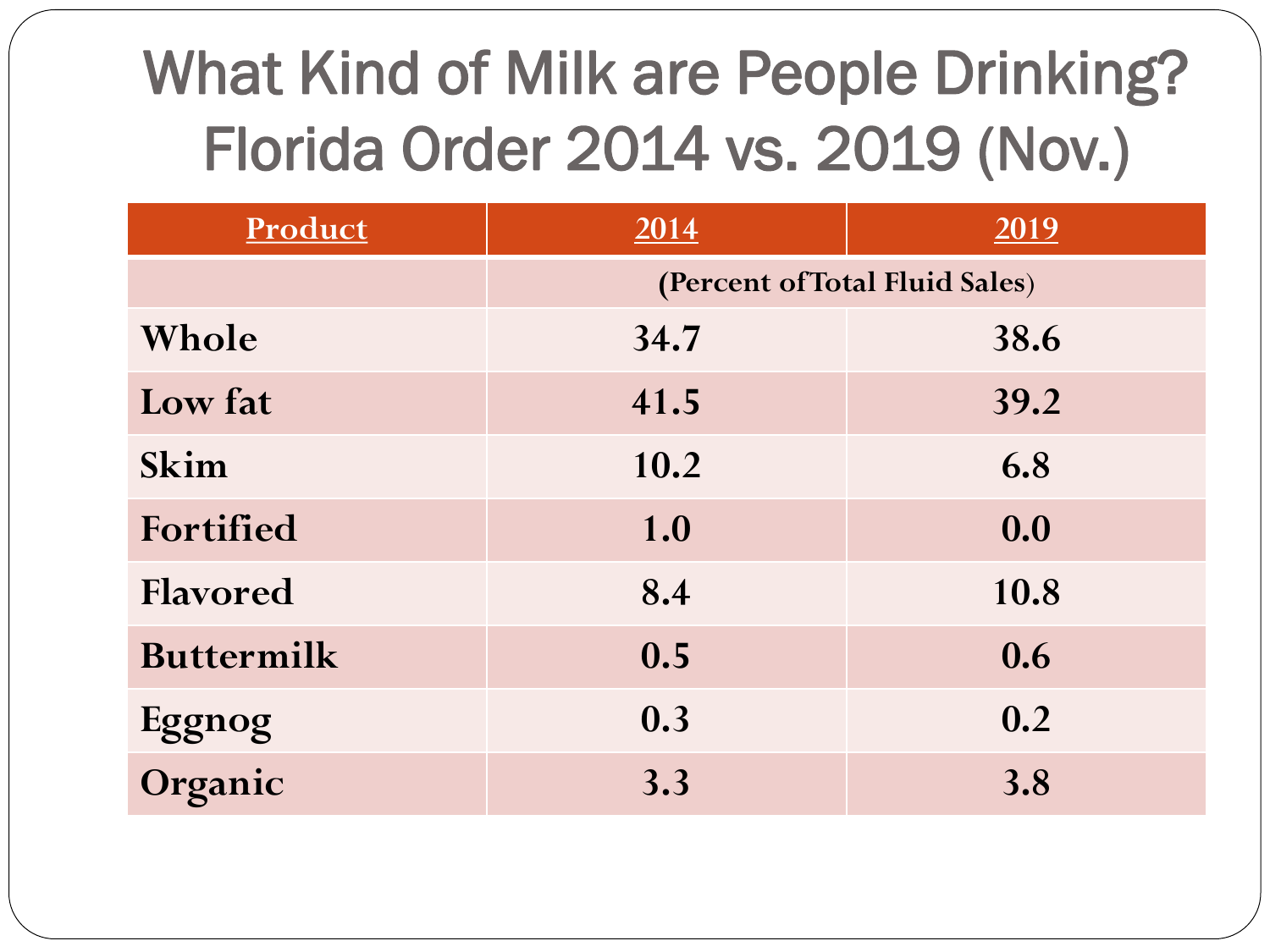# What Kind of Milk are People Drinking? Florida Order 2014 vs. 2019 (Nov.)

| Product | 2014 | 2019 |
|---|---|---|
| | (Percent of Total Fluid Sales) | |
| Whole | 34.7 | 38.6 |
| Low fat | 41.5 | 39.2 |
| Skim | 10.2 | 6.8 |
| Fortified | 1.0 | 0.0 |
| Flavored | 8.4 | 10.8 |
| Buttermilk | 0.5 | 0.6 |
| Eggnog | 0.3 | 0.2 |
| Organic | 3.3 | 3.8 |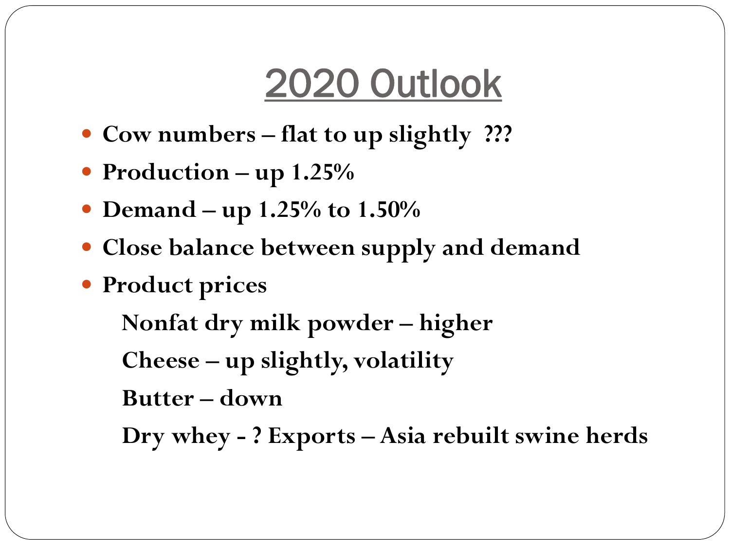# 2020 Outlook

- **Cow numbers – flat to up slightly ???**
- **Production – up 1.25%**
- **Demand – up 1.25% to 1.50%**
- **Close balance between supply and demand**
- **Product prices**

  **Nonfat dry milk powder – higher**

  **Cheese – up slightly, volatility**

  **Butter – down**

  **Dry whey - ? Exports – Asia rebuilt swine herds**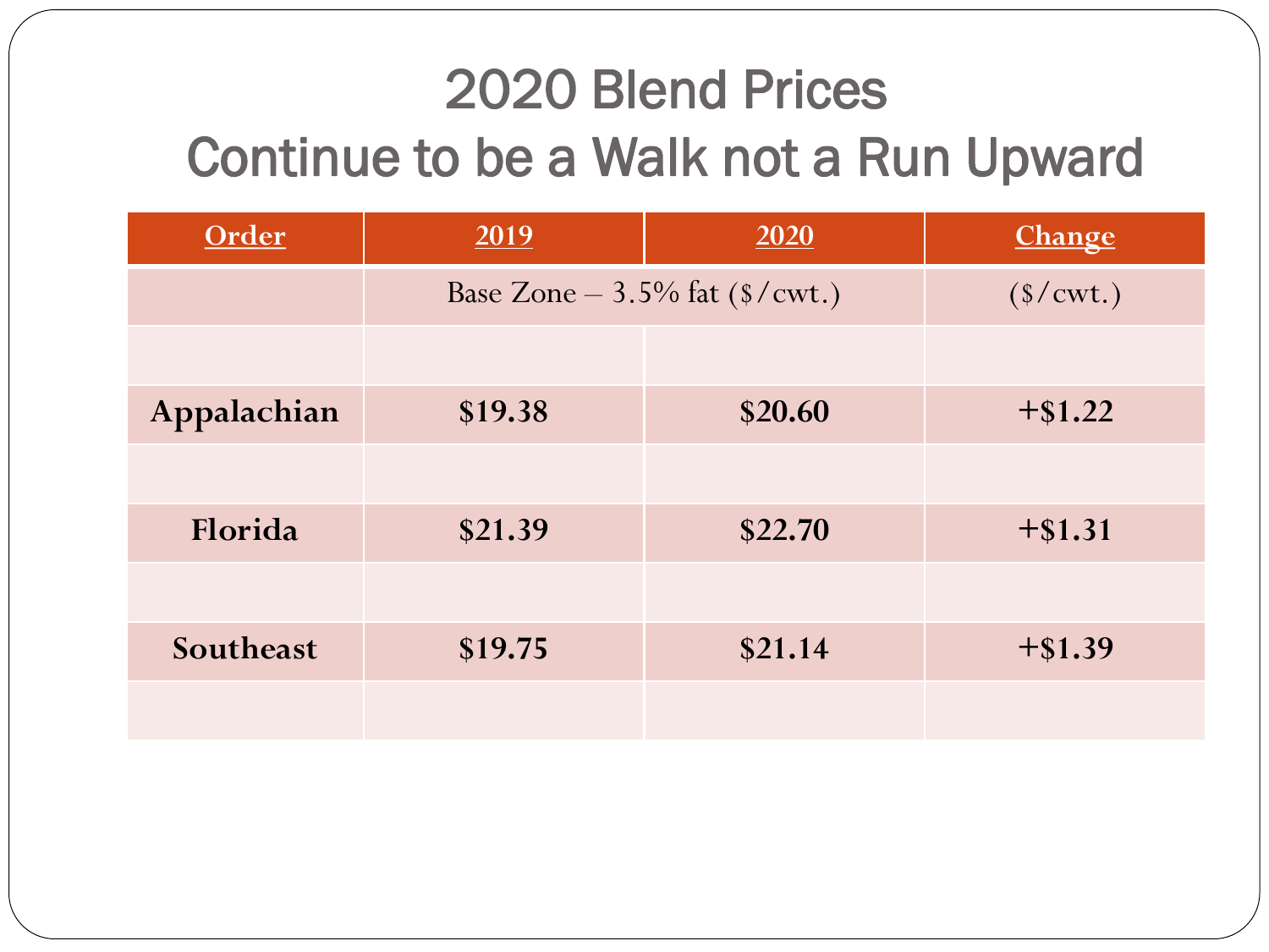# 2020 Blend Prices Continue to be a Walk not a Run Upward

| Order | 2019 | 2020 | Change |
|---|---|---|---|
| | Base Zone – 3.5% fat ($/cwt.) | | ($/cwt.) |
| | | | |
| **Appalachian** | **$19.38** | **$20.60** | **+$1.22** |
| | | | |
| **Florida** | **$21.39** | **$22.70** | **+$1.31** |
| | | | |
| **Southeast** | **$19.75** | **$21.14** | **+$1.39** |
| | | | |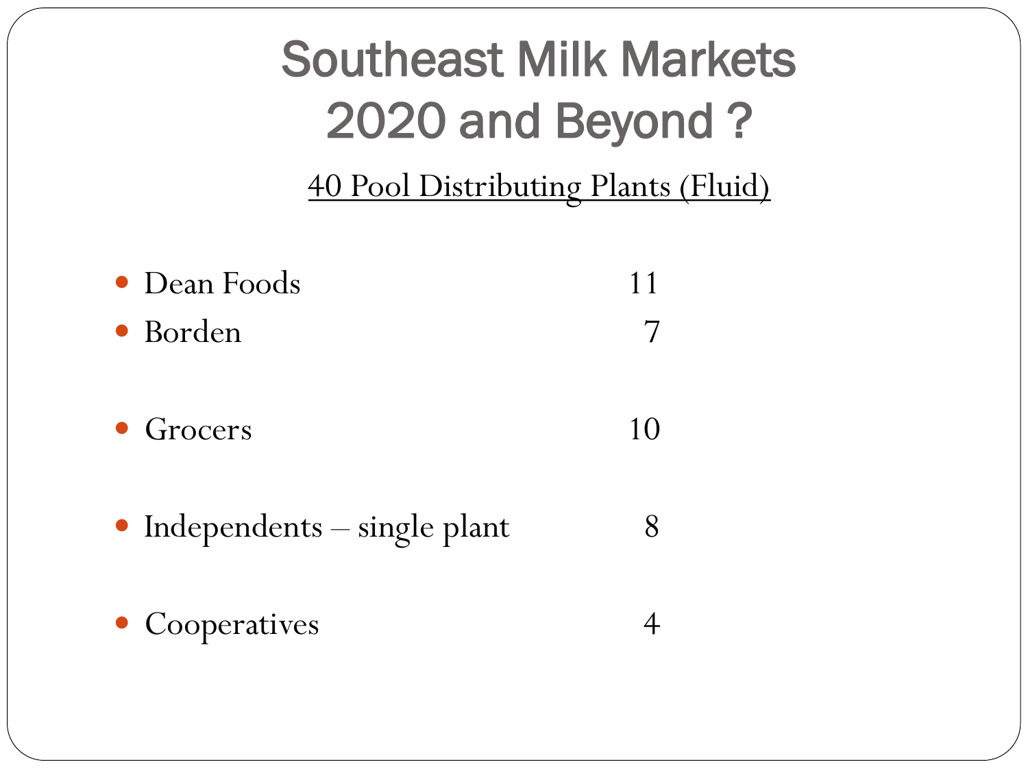# Southeast Milk Markets 2020 and Beyond ?

<u>40 Pool Distributing Plants (Fluid)</u>

| | |
|---|---|
| Dean Foods | 11 |
| Borden | 7 |
| Grocers | 10 |
| Independents – single plant | 8 |
| Cooperatives | 4 |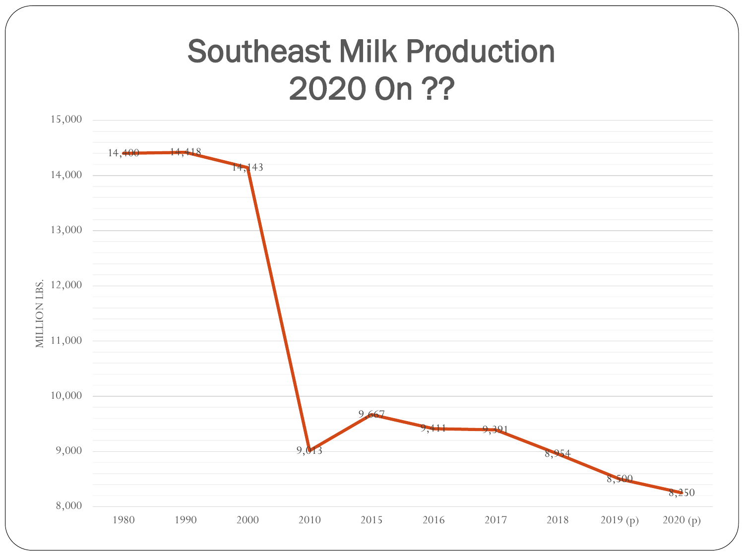# Southeast Milk Production
# 2020 On ??

| Year | Million Lbs. |
|---|---|
| 1980 | 14,400 |
| 1990 | 14,418 |
| 2000 | 14,143 |
| 2010 | 9,013 |
| 2015 | 9,667 |
| 2016 | 9,411 |
| 2017 | 9,391 |
| 2018 | 8,954 |
| 2019 (p) | 8,500 |
| 2020 (p) | 8,250 |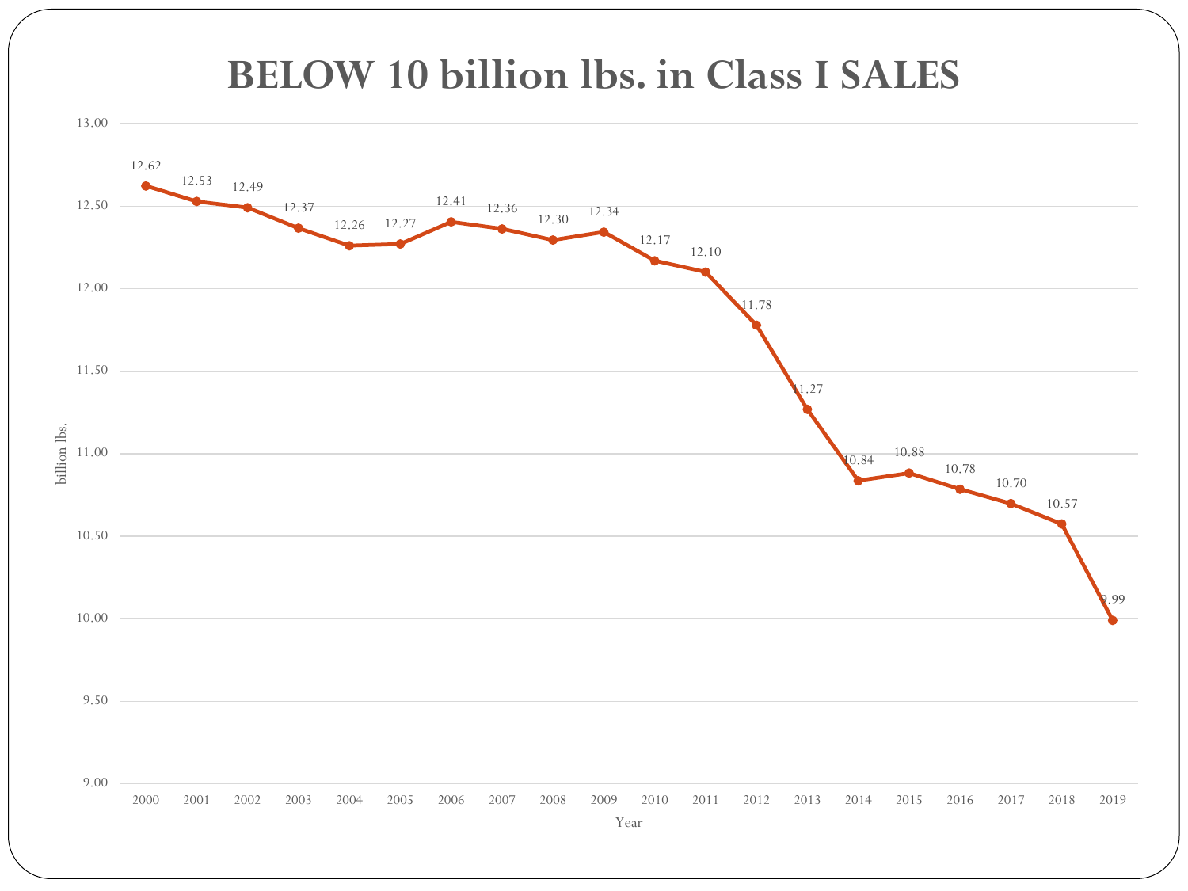# BELOW 10 billion lbs. in Class I SALES

| Year | billion lbs. |
|---|---|
| 2000 | 12.62 |
| 2001 | 12.53 |
| 2002 | 12.49 |
| 2003 | 12.37 |
| 2004 | 12.26 |
| 2005 | 12.27 |
| 2006 | 12.41 |
| 2007 | 12.36 |
| 2008 | 12.30 |
| 2009 | 12.34 |
| 2010 | 12.17 |
| 2011 | 12.10 |
| 2012 | 11.78 |
| 2013 | 11.27 |
| 2014 | 10.84 |
| 2015 | 10.88 |
| 2016 | 10.78 |
| 2017 | 10.70 |
| 2018 | 10.57 |
| 2019 | 9.99 |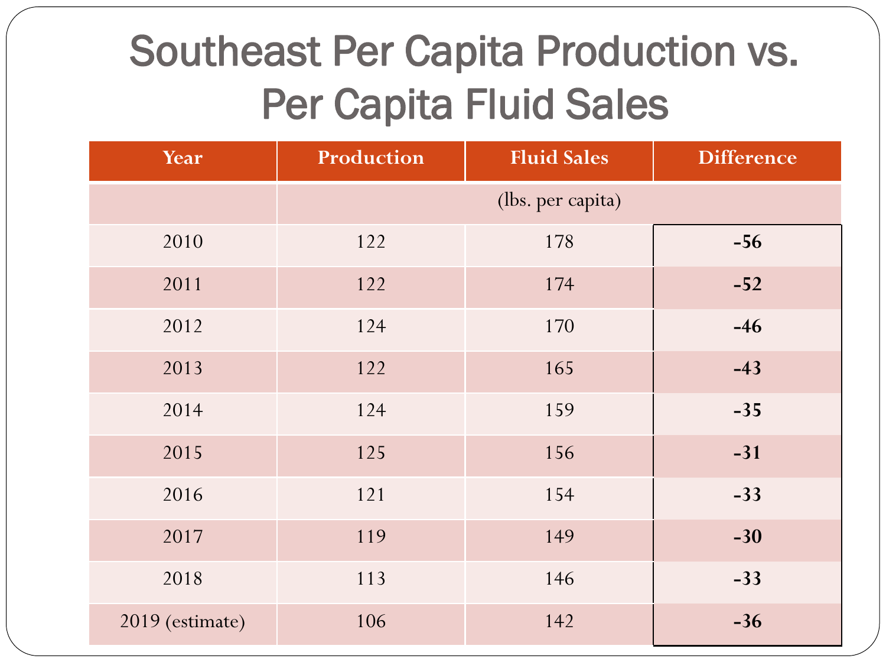# Southeast Per Capita Production vs. Per Capita Fluid Sales

| Year | Production | Fluid Sales | Difference |
|---|---|---|---|
| | (lbs. per capita) | | |
| 2010 | 122 | 178 | **-56** |
| 2011 | 122 | 174 | **-52** |
| 2012 | 124 | 170 | **-46** |
| 2013 | 122 | 165 | **-43** |
| 2014 | 124 | 159 | **-35** |
| 2015 | 125 | 156 | **-31** |
| 2016 | 121 | 154 | **-33** |
| 2017 | 119 | 149 | **-30** |
| 2018 | 113 | 146 | **-33** |
| 2019 (estimate) | 106 | 142 | **-36** |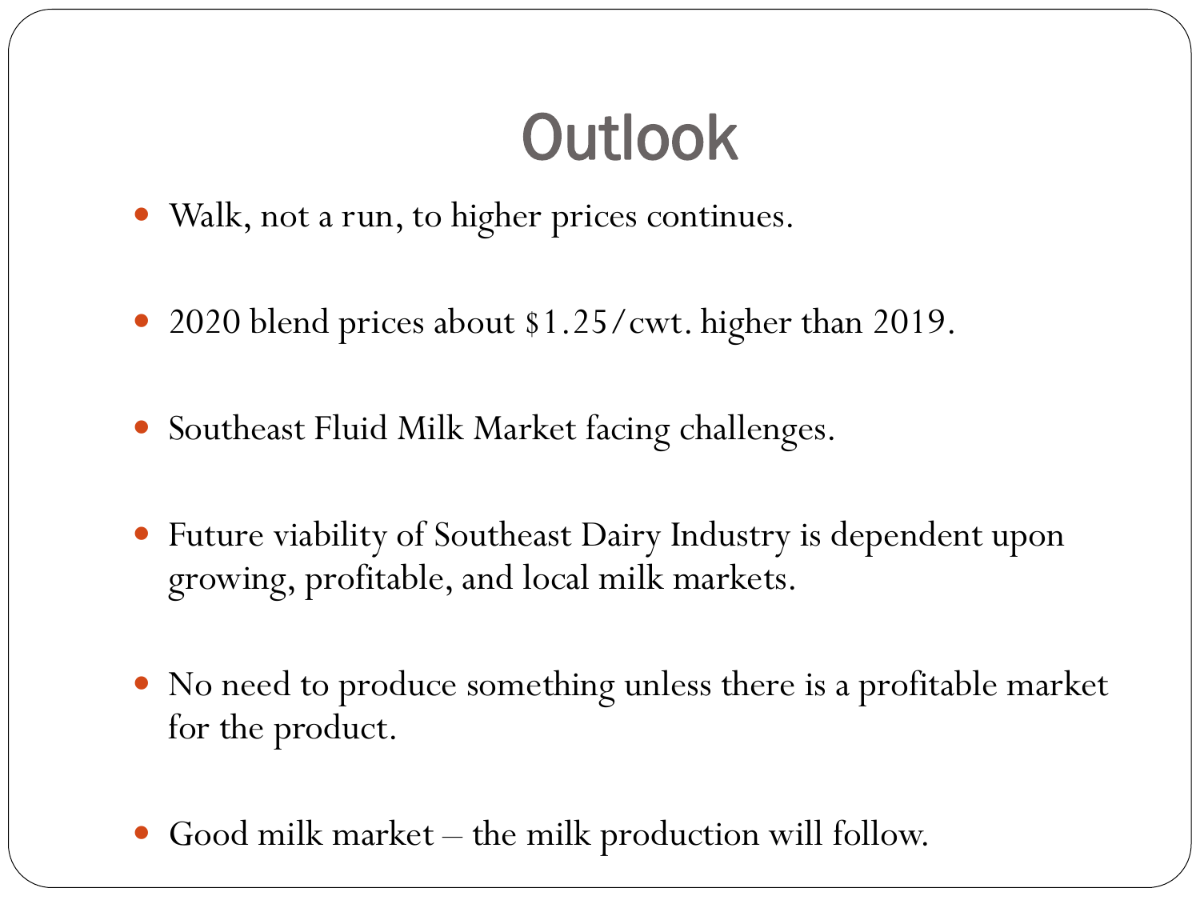# Outlook

- Walk, not a run, to higher prices continues.
- 2020 blend prices about $1.25/cwt. higher than 2019.
- Southeast Fluid Milk Market facing challenges.
- Future viability of Southeast Dairy Industry is dependent upon growing, profitable, and local milk markets.
- No need to produce something unless there is a profitable market for the product.
- Good milk market – the milk production will follow.